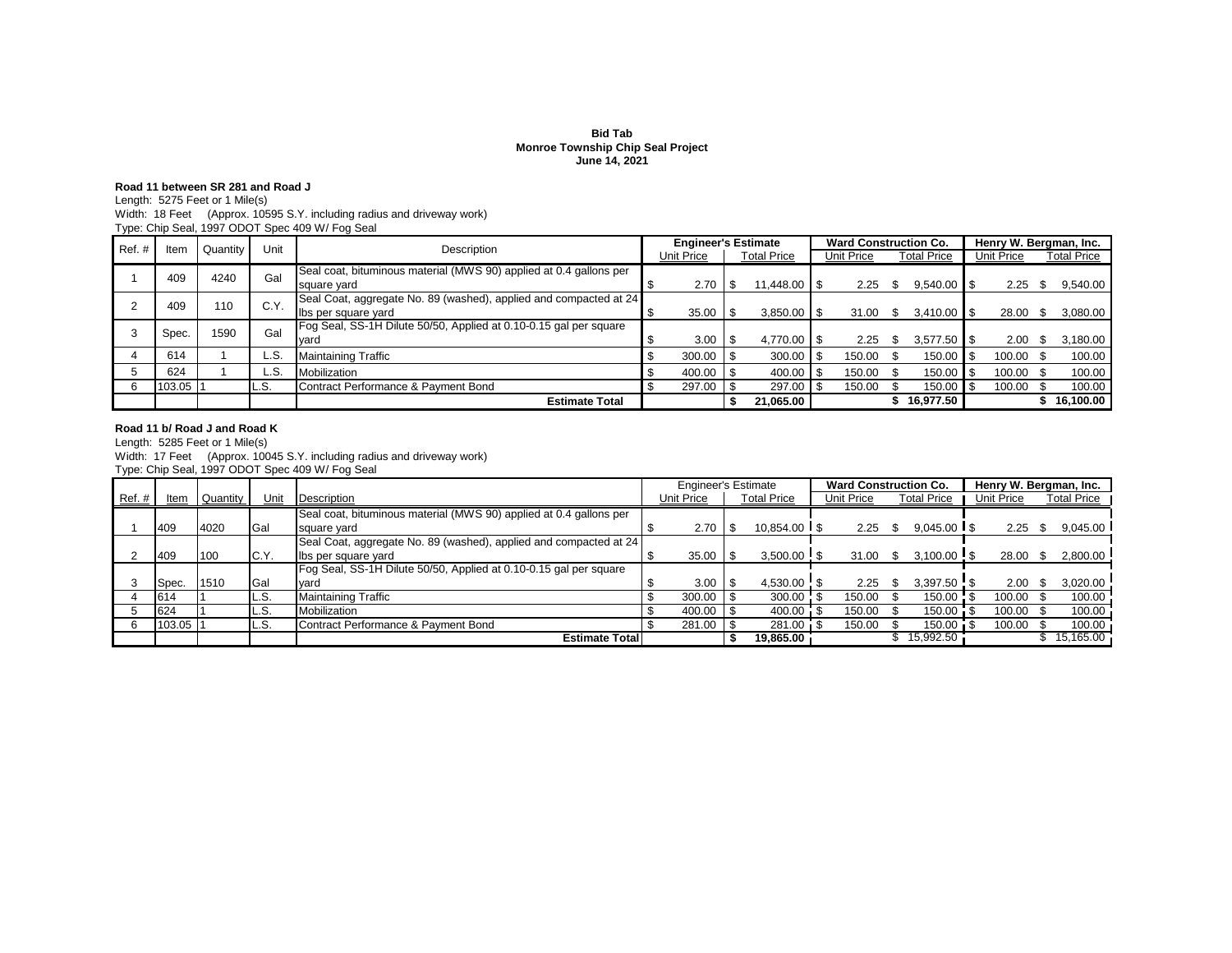**Bid Tab**
**Monroe Township Chip Seal Project**
**June 14, 2021**

**Road 11 between SR 281 and Road J**

Length: 5275 Feet or 1 Mile(s)
Width: 18 Feet (Approx. 10595 S.Y. including radius and driveway work)
Type: Chip Seal, 1997 ODOT Spec 409 W/ Fog Seal

| Ref. # | Item | Quantity | Unit | Description | Engineer's Estimate | | Ward Construction Co. | | Henry W. Bergman, Inc. | |
|---|---|---|---|---|---|---|---|---|---|---|
| | | | | | Unit Price | Total Price | Unit Price | Total Price | Unit Price | Total Price |
| 1 | 409 | 4240 | Gal | Seal coat, bituminous material (MWS 90) applied at 0.4 gallons per square yard | $ 2.70 | $ 11,448.00 | $ 2.25 | $ 9,540.00 | $ 2.25 | $ 9,540.00 |
| 2 | 409 | 110 | C.Y. | Seal Coat, aggregate No. 89 (washed), applied and compacted at 24 lbs per square yard | $ 35.00 | $ 3,850.00 | $ 31.00 | $ 3,410.00 | $ 28.00 | $ 3,080.00 |
| 3 | Spec. | 1590 | Gal | Fog Seal, SS-1H Dilute 50/50, Applied at 0.10-0.15 gal per square yard | $ 3.00 | $ 4,770.00 | $ 2.25 | $ 3,577.50 | $ 2.00 | $ 3,180.00 |
| 4 | 614 | 1 | L.S. | Maintaining Traffic | $ 300.00 | $ 300.00 | $ 150.00 | $ 150.00 | $ 100.00 | $ 100.00 |
| 5 | 624 | 1 | L.S. | Mobilization | $ 400.00 | $ 400.00 | $ 150.00 | $ 150.00 | $ 100.00 | $ 100.00 |
| 6 | 103.05 | 1 | L.S. | Contract Performance & Payment Bond | $ 297.00 | $ 297.00 | $ 150.00 | $ 150.00 | $ 100.00 | $ 100.00 |
| | | | | **Estimate Total** | | **$ 21,065.00** | | **$ 16,977.50** | | **$ 16,100.00** |

**Road 11 b/ Road J and Road K**

Length: 5285 Feet or 1 Mile(s)
Width: 17 Feet (Approx. 10045 S.Y. including radius and driveway work)
Type: Chip Seal, 1997 ODOT Spec 409 W/ Fog Seal

| Ref. # | Item | Quantity | Unit | Description | Engineer's Estimate | | Ward Construction Co. | | Henry W. Bergman, Inc. | |
|---|---|---|---|---|---|---|---|---|---|---|
| | | | | | Unit Price | Total Price | Unit Price | Total Price | Unit Price | Total Price |
| 1 | 409 | 4020 | Gal | Seal coat, bituminous material (MWS 90) applied at 0.4 gallons per square yard | $ 2.70 | $ 10,854.00 | $ 2.25 | $ 9,045.00 | $ 2.25 | $ 9,045.00 |
| 2 | 409 | 100 | C.Y. | Seal Coat, aggregate No. 89 (washed), applied and compacted at 24 lbs per square yard | $ 35.00 | $ 3,500.00 | $ 31.00 | $ 3,100.00 | $ 28.00 | $ 2,800.00 |
| 3 | Spec. | 1510 | Gal | Fog Seal, SS-1H Dilute 50/50, Applied at 0.10-0.15 gal per square yard | $ 3.00 | $ 4,530.00 | $ 2.25 | $ 3,397.50 | $ 2.00 | $ 3,020.00 |
| 4 | 614 | 1 | L.S. | Maintaining Traffic | $ 300.00 | $ 300.00 | $ 150.00 | $ 150.00 | $ 100.00 | $ 100.00 |
| 5 | 624 | 1 | L.S. | Mobilization | $ 400.00 | $ 400.00 | $ 150.00 | $ 150.00 | $ 100.00 | $ 100.00 |
| 6 | 103.05 | 1 | L.S. | Contract Performance & Payment Bond | $ 281.00 | $ 281.00 | $ 150.00 | $ 150.00 | $ 100.00 | $ 100.00 |
| | | | | **Estimate Total** | | **$ 19,865.00** | | $ 15,992.50 | | $ 15,165.00 |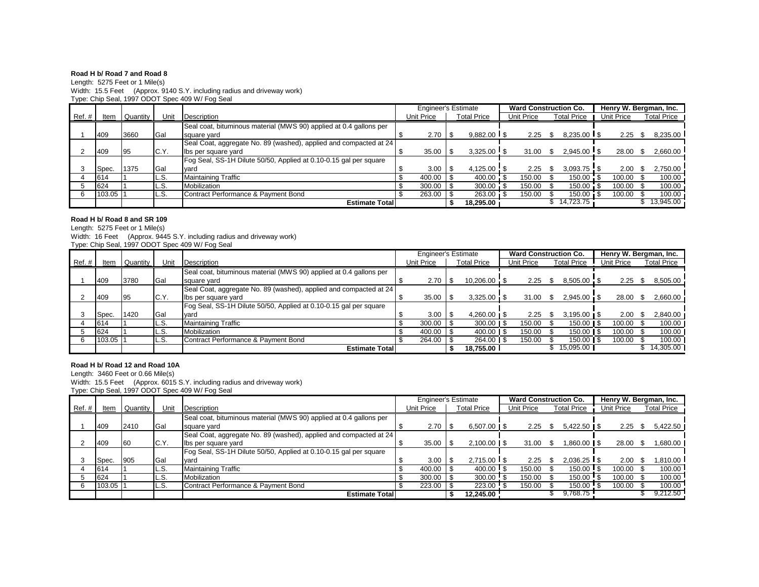**Road H b/ Road 7 and Road 8**

Length: 5275 Feet or 1 Mile(s)

Width: 15.5 Feet (Approx. 9140 S.Y. including radius and driveway work)

Type: Chip Seal, 1997 ODOT Spec 409 W/ Fog Seal

| | | | | | Engineer's Estimate | | Ward Construction Co. | | Henry W. Bergman, Inc. | |
|---|---|---|---|---|---|---|---|---|---|---|
| Ref. # | Item | Quantity | Unit | Description | Unit Price | Total Price | Unit Price | Total Price | Unit Price | Total Price |
| 1 | 409 | 3660 | Gal | Seal coat, bituminous material (MWS 90) applied at 0.4 gallons per square yard | $ 2.70 | $ 9,882.00 | $ 2.25 | $ 8,235.00 | $ 2.25 | $ 8,235.00 |
| 2 | 409 | 95 | C.Y. | Seal Coat, aggregate No. 89 (washed), applied and compacted at 24 lbs per square yard | $ 35.00 | $ 3,325.00 | $ 31.00 | $ 2,945.00 | $ 28.00 | $ 2,660.00 |
| 3 | Spec. | 1375 | Gal | Fog Seal, SS-1H Dilute 50/50, Applied at 0.10-0.15 gal per square yard | $ 3.00 | $ 4,125.00 | $ 2.25 | $ 3,093.75 | $ 2.00 | $ 2,750.00 |
| 4 | 614 | 1 | L.S. | Maintaining Traffic | $ 400.00 | $ 400.00 | $ 150.00 | $ 150.00 | $ 100.00 | $ 100.00 |
| 5 | 624 | 1 | L.S. | Mobilization | $ 300.00 | $ 300.00 | $ 150.00 | $ 150.00 | $ 100.00 | $ 100.00 |
| 6 | 103.05 | 1 | L.S. | Contract Performance & Payment Bond | $ 263.00 | $ 263.00 | $ 150.00 | $ 150.00 | $ 100.00 | $ 100.00 |
| | | | | **Estimate Total** | | **$ 18,295.00** | | $ 14,723.75 | | $ 13,945.00 |

**Road H b/ Road 8 and SR 109**

Length: 5275 Feet or 1 Mile(s)

Width: 16 Feet (Approx. 9445 S.Y. including radius and driveway work)

Type: Chip Seal, 1997 ODOT Spec 409 W/ Fog Seal

| | | | | | Engineer's Estimate | | Ward Construction Co. | | Henry W. Bergman, Inc. | |
|---|---|---|---|---|---|---|---|---|---|---|
| Ref. # | Item | Quantity | Unit | Description | Unit Price | Total Price | Unit Price | Total Price | Unit Price | Total Price |
| 1 | 409 | 3780 | Gal | Seal coat, bituminous material (MWS 90) applied at 0.4 gallons per square yard | $ 2.70 | $ 10,206.00 | $ 2.25 | $ 8,505.00 | $ 2.25 | $ 8,505.00 |
| 2 | 409 | 95 | C.Y. | Seal Coat, aggregate No. 89 (washed), applied and compacted at 24 lbs per square yard | $ 35.00 | $ 3,325.00 | $ 31.00 | $ 2,945.00 | $ 28.00 | $ 2,660.00 |
| 3 | Spec. | 1420 | Gal | Fog Seal, SS-1H Dilute 50/50, Applied at 0.10-0.15 gal per square yard | $ 3.00 | $ 4,260.00 | $ 2.25 | $ 3,195.00 | $ 2.00 | $ 2,840.00 |
| 4 | 614 | 1 | L.S. | Maintaining Traffic | $ 300.00 | $ 300.00 | $ 150.00 | $ 150.00 | $ 100.00 | $ 100.00 |
| 5 | 624 | 1 | L.S. | Mobilization | $ 400.00 | $ 400.00 | $ 150.00 | $ 150.00 | $ 100.00 | $ 100.00 |
| 6 | 103.05 | 1 | L.S. | Contract Performance & Payment Bond | $ 264.00 | $ 264.00 | $ 150.00 | $ 150.00 | $ 100.00 | $ 100.00 |
| | | | | **Estimate Total** | | **$ 18,755.00** | | $ 15,095.00 | | $ 14,305.00 |

**Road H b/ Road 12 and Road 10A**

Length: 3460 Feet or 0.66 Mile(s)

Width: 15.5 Feet (Approx. 6015 S.Y. including radius and driveway work)

Type: Chip Seal, 1997 ODOT Spec 409 W/ Fog Seal

| | | | | | Engineer's Estimate | | Ward Construction Co. | | Henry W. Bergman, Inc. | |
|---|---|---|---|---|---|---|---|---|---|---|
| Ref. # | Item | Quantity | Unit | Description | Unit Price | Total Price | Unit Price | Total Price | Unit Price | Total Price |
| 1 | 409 | 2410 | Gal | Seal coat, bituminous material (MWS 90) applied at 0.4 gallons per square yard | $ 2.70 | $ 6,507.00 | $ 2.25 | $ 5,422.50 | $ 2.25 | $ 5,422.50 |
| 2 | 409 | 60 | C.Y. | Seal Coat, aggregate No. 89 (washed), applied and compacted at 24 lbs per square yard | $ 35.00 | $ 2,100.00 | $ 31.00 | $ 1,860.00 | $ 28.00 | $ 1,680.00 |
| 3 | Spec. | 905 | Gal | Fog Seal, SS-1H Dilute 50/50, Applied at 0.10-0.15 gal per square yard | $ 3.00 | $ 2,715.00 | $ 2.25 | $ 2,036.25 | $ 2.00 | $ 1,810.00 |
| 4 | 614 | 1 | L.S. | Maintaining Traffic | $ 400.00 | $ 400.00 | $ 150.00 | $ 150.00 | $ 100.00 | $ 100.00 |
| 5 | 624 | 1 | L.S. | Mobilization | $ 300.00 | $ 300.00 | $ 150.00 | $ 150.00 | $ 100.00 | $ 100.00 |
| 6 | 103.05 | 1 | L.S. | Contract Performance & Payment Bond | $ 223.00 | $ 223.00 | $ 150.00 | $ 150.00 | $ 100.00 | $ 100.00 |
| | | | | **Estimate Total** | | **$ 12,245.00** | | $ 9,768.75 | | $ 9,212.50 |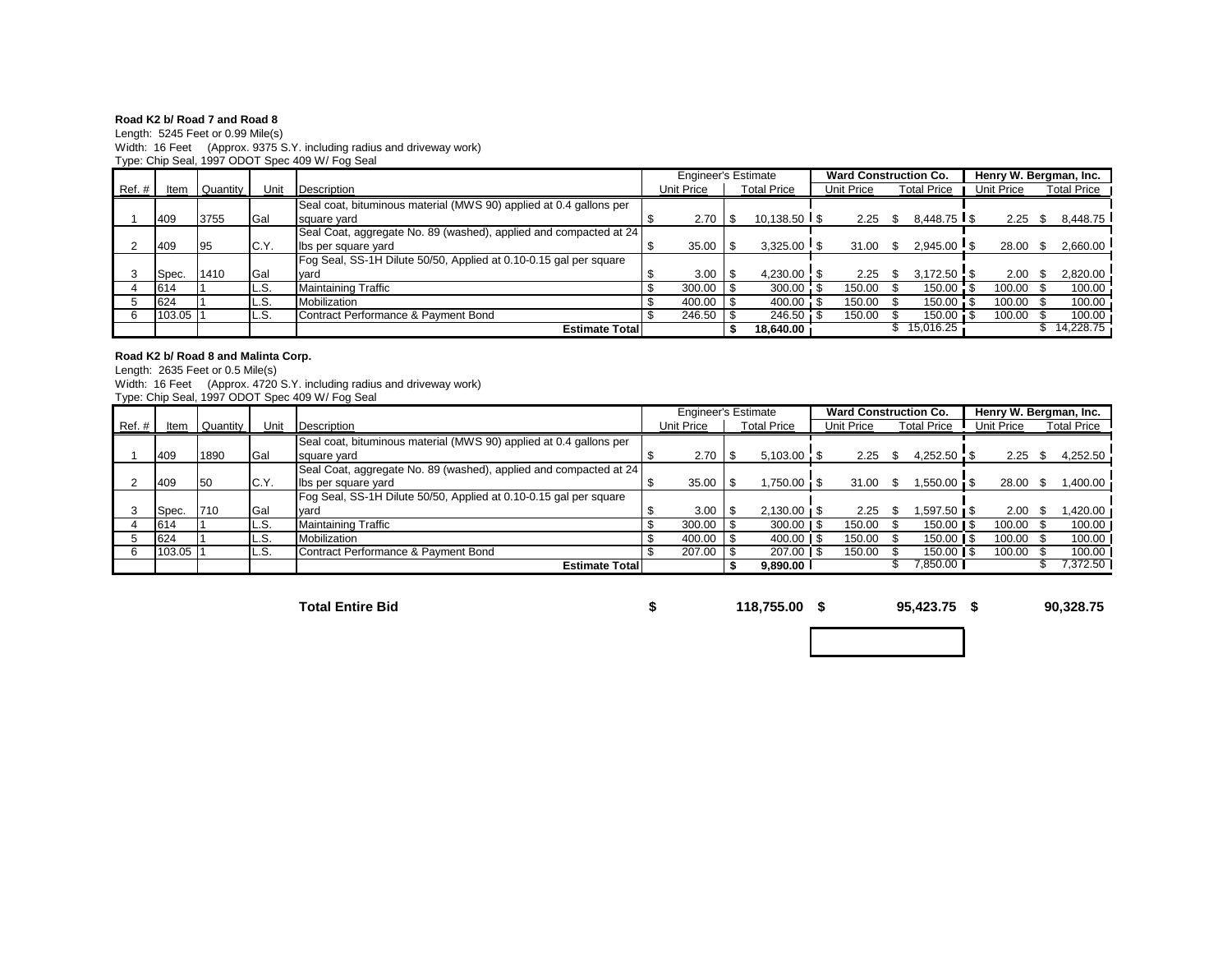**Road K2 b/ Road 7 and Road 8**
Length: 5245 Feet or 0.99 Mile(s)
Width: 16 Feet (Approx. 9375 S.Y. including radius and driveway work)
Type: Chip Seal, 1997 ODOT Spec 409 W/ Fog Seal

| | | | | | Engineer's Estimate | | Ward Construction Co. | | Henry W. Bergman, Inc. | |
|---|---|---|---|---|---|---|---|---|---|---|
| Ref. # | Item | Quantity | Unit | Description | Unit Price | Total Price | Unit Price | Total Price | Unit Price | Total Price |
| 1 | 409 | 3755 | Gal | Seal coat, bituminous material (MWS 90) applied at 0.4 gallons per square yard | $ 2.70 | $ 10,138.50 | $ 2.25 | $ 8,448.75 | $ 2.25 | $ 8,448.75 |
| 2 | 409 | 95 | C.Y. | Seal Coat, aggregate No. 89 (washed), applied and compacted at 24 lbs per square yard | $ 35.00 | $ 3,325.00 | $ 31.00 | $ 2,945.00 | $ 28.00 | $ 2,660.00 |
| 3 | Spec. | 1410 | Gal | Fog Seal, SS-1H Dilute 50/50, Applied at 0.10-0.15 gal per square yard | $ 3.00 | $ 4,230.00 | $ 2.25 | $ 3,172.50 | $ 2.00 | $ 2,820.00 |
| 4 | 614 | 1 | L.S. | Maintaining Traffic | $ 300.00 | $ 300.00 | $ 150.00 | $ 150.00 | $ 100.00 | $ 100.00 |
| 5 | 624 | 1 | L.S. | Mobilization | $ 400.00 | $ 400.00 | $ 150.00 | $ 150.00 | $ 100.00 | $ 100.00 |
| 6 | 103.05 | 1 | L.S. | Contract Performance & Payment Bond | $ 246.50 | $ 246.50 | $ 150.00 | $ 150.00 | $ 100.00 | $ 100.00 |
| | | | | **Estimate Total** | | **$ 18,640.00** | | $ 15,016.25 | | $ 14,228.75 |

**Road K2 b/ Road 8 and Malinta Corp.**
Length: 2635 Feet or 0.5 Mile(s)
Width: 16 Feet (Approx. 4720 S.Y. including radius and driveway work)
Type: Chip Seal, 1997 ODOT Spec 409 W/ Fog Seal

| | | | | | Engineer's Estimate | | Ward Construction Co. | | Henry W. Bergman, Inc. | |
|---|---|---|---|---|---|---|---|---|---|---|
| Ref. # | Item | Quantity | Unit | Description | Unit Price | Total Price | Unit Price | Total Price | Unit Price | Total Price |
| 1 | 409 | 1890 | Gal | Seal coat, bituminous material (MWS 90) applied at 0.4 gallons per square yard | $ 2.70 | $ 5,103.00 | $ 2.25 | $ 4,252.50 | $ 2.25 | $ 4,252.50 |
| 2 | 409 | 50 | C.Y. | Seal Coat, aggregate No. 89 (washed), applied and compacted at 24 lbs per square yard | $ 35.00 | $ 1,750.00 | $ 31.00 | $ 1,550.00 | $ 28.00 | $ 1,400.00 |
| 3 | Spec. | 710 | Gal | Fog Seal, SS-1H Dilute 50/50, Applied at 0.10-0.15 gal per square yard | $ 3.00 | $ 2,130.00 | $ 2.25 | $ 1,597.50 | $ 2.00 | $ 1,420.00 |
| 4 | 614 | 1 | L.S. | Maintaining Traffic | $ 300.00 | $ 300.00 | $ 150.00 | $ 150.00 | $ 100.00 | $ 100.00 |
| 5 | 624 | 1 | L.S. | Mobilization | $ 400.00 | $ 400.00 | $ 150.00 | $ 150.00 | $ 100.00 | $ 100.00 |
| 6 | 103.05 | 1 | L.S. | Contract Performance & Payment Bond | $ 207.00 | $ 207.00 | $ 150.00 | $ 150.00 | $ 100.00 | $ 100.00 |
| | | | | **Estimate Total** | | **$ 9,890.00** | | $ 7,850.00 | | $ 7,372.50 |

| | Engineer's Estimate | Ward Construction Co. | Henry W. Bergman, Inc. |
|---|---|---|---|
| **Total Entire Bid** | **$ 118,755.00** | **$ 95,423.75** | **$ 90,328.75** |